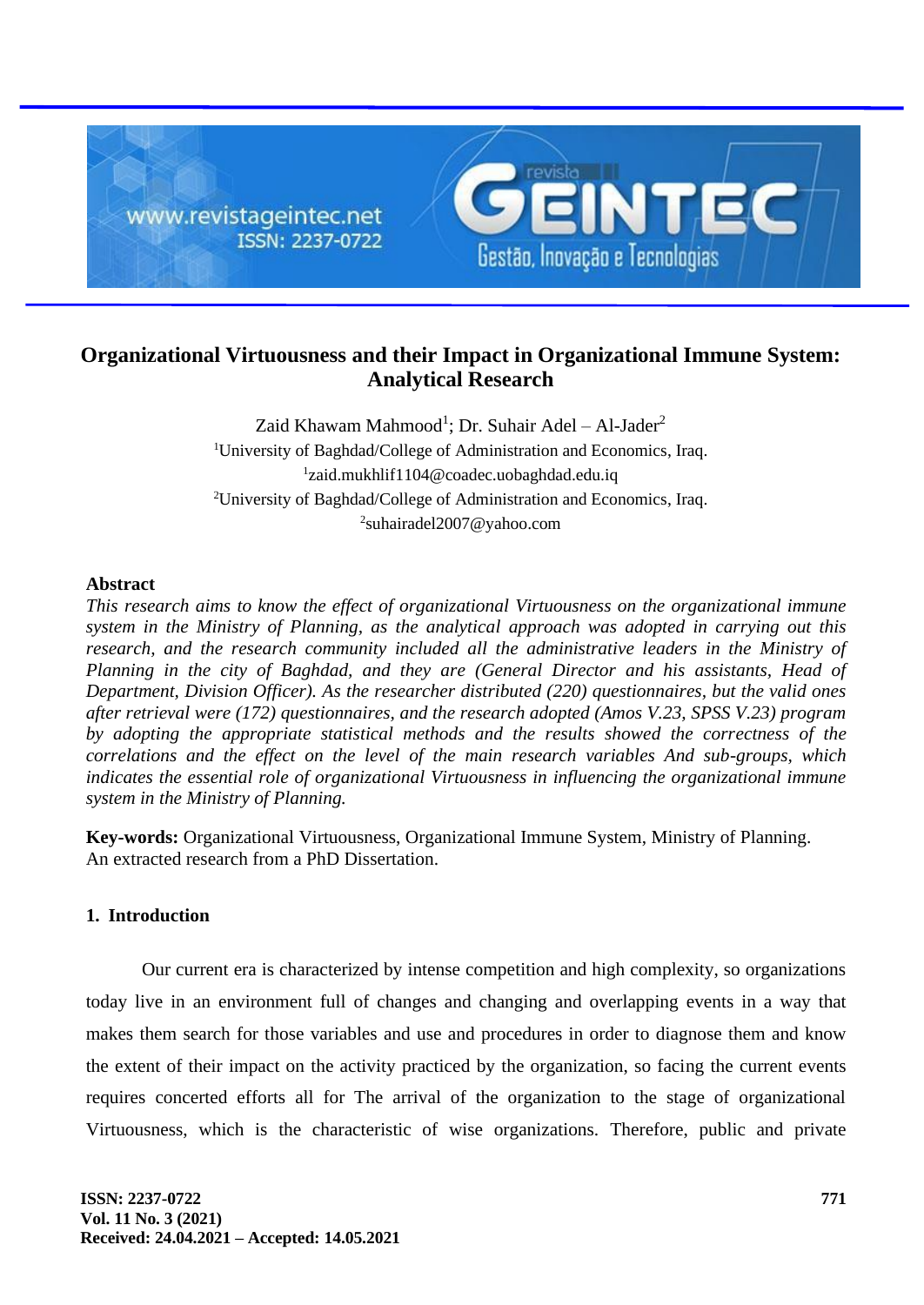# Organizational Virtuousness and their Impact in Organizational Immune System: Analytical Research

Zaid Khawam Mahmood[1]; Dr. Suhair Adel – Al-Jader[2]

[1]University of Baghdad/College of Administration and Economics, Iraq.
[1]zaid.mukhlif1104@coadec.uobaghdad.edu.iq
[2]University of Baghdad/College of Administration and Economics, Iraq.
[2]suhairadel2007@yahoo.com

## Abstract

*This research aims to know the effect of organizational Virtuousness on the organizational immune system in the Ministry of Planning, as the analytical approach was adopted in carrying out this research, and the research community included all the administrative leaders in the Ministry of Planning in the city of Baghdad, and they are (General Director and his assistants, Head of Department, Division Officer). As the researcher distributed (220) questionnaires, but the valid ones after retrieval were (172) questionnaires, and the research adopted (Amos V.23, SPSS V.23) program by adopting the appropriate statistical methods and the results showed the correctness of the correlations and the effect on the level of the main research variables And sub-groups, which indicates the essential role of organizational Virtuousness in influencing the organizational immune system in the Ministry of Planning.*

**Key-words:** Organizational Virtuousness, Organizational Immune System, Ministry of Planning.
An extracted research from a PhD Dissertation.

## 1. Introduction

Our current era is characterized by intense competition and high complexity, so organizations today live in an environment full of changes and changing and overlapping events in a way that makes them search for those variables and use and procedures in order to diagnose them and know the extent of their impact on the activity practiced by the organization, so facing the current events requires concerted efforts all for The arrival of the organization to the stage of organizational Virtuousness, which is the characteristic of wise organizations. Therefore, public and private

Received: 24.04.2021 – Accepted: 14.05.2021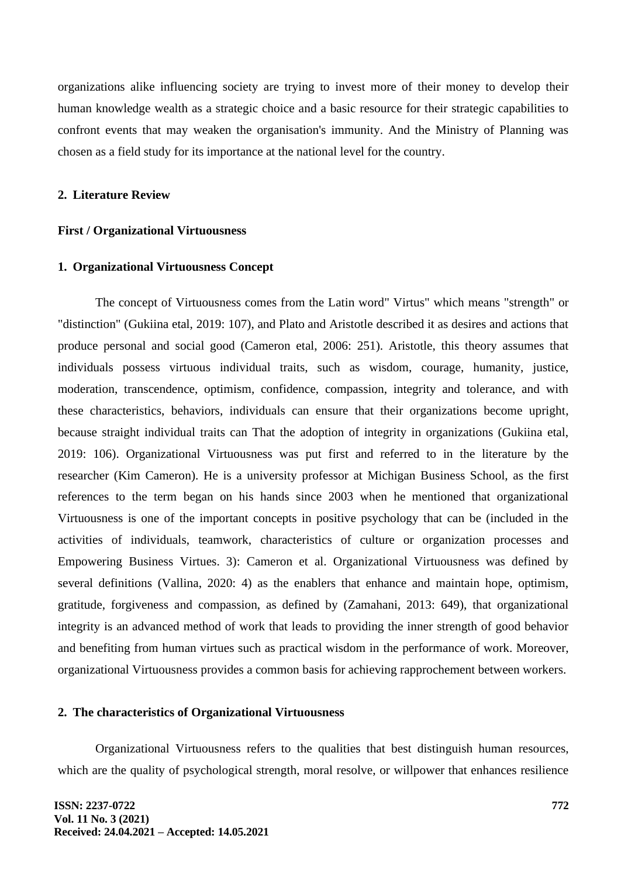organizations alike influencing society are trying to invest more of their money to develop their human knowledge wealth as a strategic choice and a basic resource for their strategic capabilities to confront events that may weaken the organisation's immunity. And the Ministry of Planning was chosen as a field study for its importance at the national level for the country.

## 2. Literature Review

### First / Organizational Virtuousness

### 1. Organizational Virtuousness Concept

The concept of Virtuousness comes from the Latin word" Virtus" which means "strength" or "distinction" (Gukiina etal, 2019: 107), and Plato and Aristotle described it as desires and actions that produce personal and social good (Cameron etal, 2006: 251). Aristotle, this theory assumes that individuals possess virtuous individual traits, such as wisdom, courage, humanity, justice, moderation, transcendence, optimism, confidence, compassion, integrity and tolerance, and with these characteristics, behaviors, individuals can ensure that their organizations become upright, because straight individual traits can That the adoption of integrity in organizations (Gukiina etal, 2019: 106). Organizational Virtuousness was put first and referred to in the literature by the researcher (Kim Cameron). He is a university professor at Michigan Business School, as the first references to the term began on his hands since 2003 when he mentioned that organizational Virtuousness is one of the important concepts in positive psychology that can be (included in the activities of individuals, teamwork, characteristics of culture or organization processes and Empowering Business Virtues. 3): Cameron et al. Organizational Virtuousness was defined by several definitions (Vallina, 2020: 4) as the enablers that enhance and maintain hope, optimism, gratitude, forgiveness and compassion, as defined by (Zamahani, 2013: 649), that organizational integrity is an advanced method of work that leads to providing the inner strength of good behavior and benefiting from human virtues such as practical wisdom in the performance of work. Moreover, organizational Virtuousness provides a common basis for achieving rapprochement between workers.

### 2. The characteristics of Organizational Virtuousness

Organizational Virtuousness refers to the qualities that best distinguish human resources, which are the quality of psychological strength, moral resolve, or willpower that enhances resilience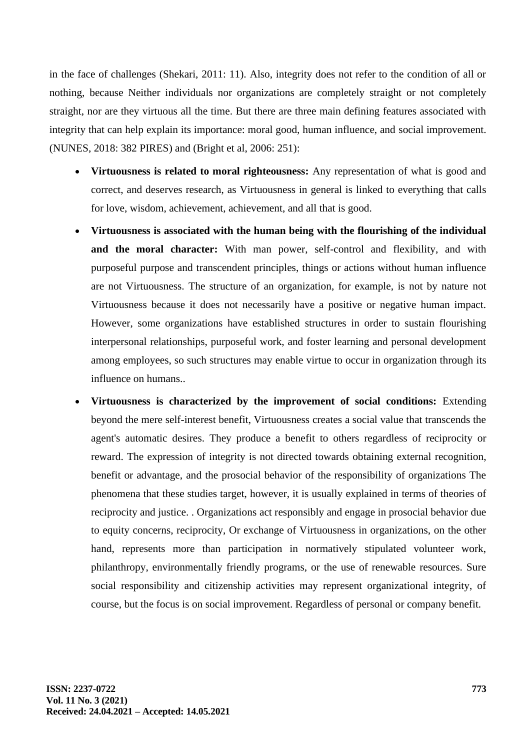in the face of challenges (Shekari, 2011: 11). Also, integrity does not refer to the condition of all or nothing, because Neither individuals nor organizations are completely straight or not completely straight, nor are they virtuous all the time. But there are three main defining features associated with integrity that can help explain its importance: moral good, human influence, and social improvement. (NUNES, 2018: 382 PIRES) and (Bright et al, 2006: 251):

- **Virtuousness is related to moral righteousness:** Any representation of what is good and correct, and deserves research, as Virtuousness in general is linked to everything that calls for love, wisdom, achievement, achievement, and all that is good.
- **Virtuousness is associated with the human being with the flourishing of the individual and the moral character:** With man power, self-control and flexibility, and with purposeful purpose and transcendent principles, things or actions without human influence are not Virtuousness. The structure of an organization, for example, is not by nature not Virtuousness because it does not necessarily have a positive or negative human impact. However, some organizations have established structures in order to sustain flourishing interpersonal relationships, purposeful work, and foster learning and personal development among employees, so such structures may enable virtue to occur in organization through its influence on humans..
- **Virtuousness is characterized by the improvement of social conditions:** Extending beyond the mere self-interest benefit, Virtuousness creates a social value that transcends the agent's automatic desires. They produce a benefit to others regardless of reciprocity or reward. The expression of integrity is not directed towards obtaining external recognition, benefit or advantage, and the prosocial behavior of the responsibility of organizations The phenomena that these studies target, however, it is usually explained in terms of theories of reciprocity and justice. . Organizations act responsibly and engage in prosocial behavior due to equity concerns, reciprocity, Or exchange of Virtuousness in organizations, on the other hand, represents more than participation in normatively stipulated volunteer work, philanthropy, environmentally friendly programs, or the use of renewable resources. Sure social responsibility and citizenship activities may represent organizational integrity, of course, but the focus is on social improvement. Regardless of personal or company benefit.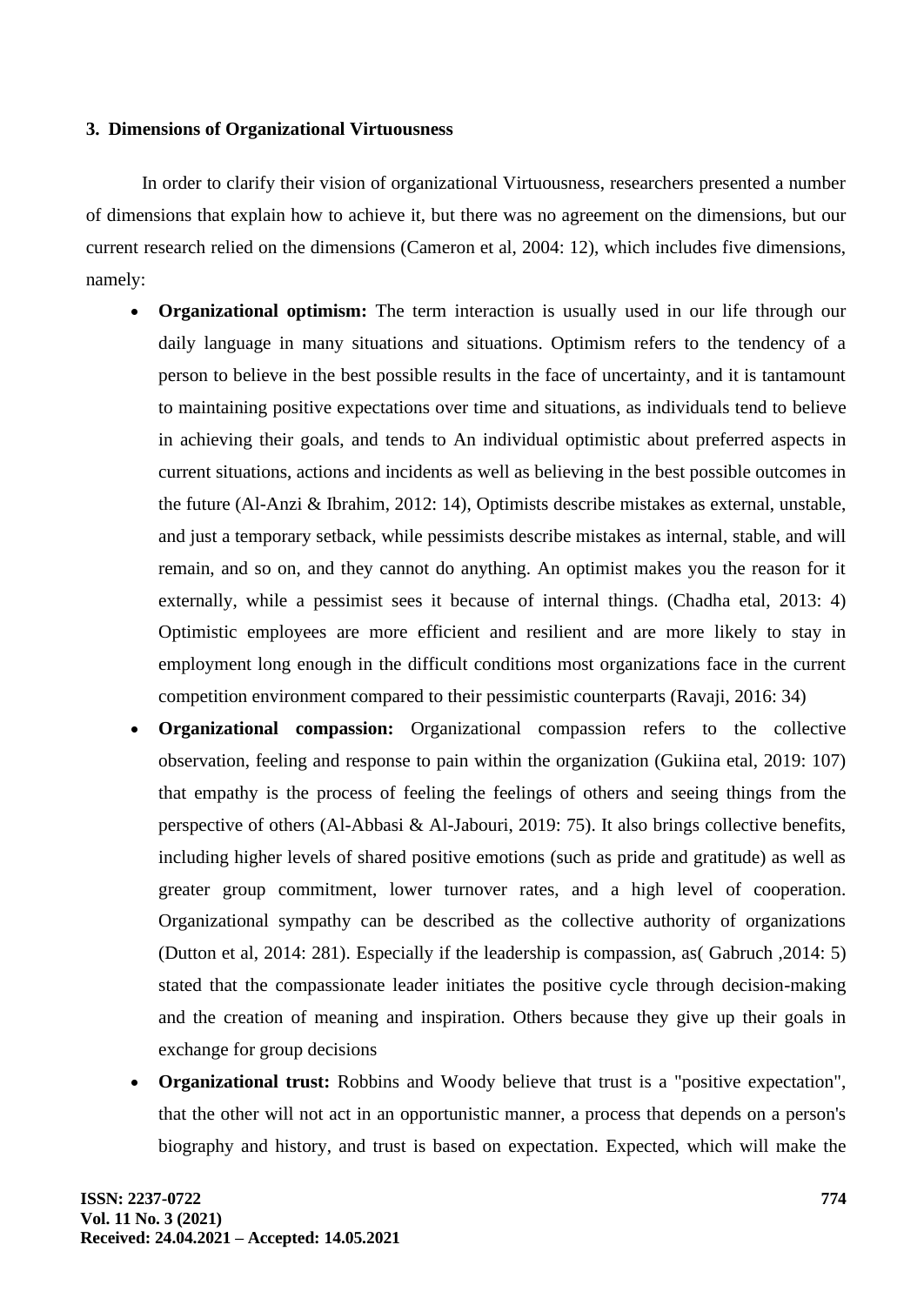### 3. Dimensions of Organizational Virtuousness

In order to clarify their vision of organizational Virtuousness, researchers presented a number of dimensions that explain how to achieve it, but there was no agreement on the dimensions, but our current research relied on the dimensions (Cameron et al, 2004: 12), which includes five dimensions, namely:

- **Organizational optimism:** The term interaction is usually used in our life through our daily language in many situations and situations. Optimism refers to the tendency of a person to believe in the best possible results in the face of uncertainty, and it is tantamount to maintaining positive expectations over time and situations, as individuals tend to believe in achieving their goals, and tends to An individual optimistic about preferred aspects in current situations, actions and incidents as well as believing in the best possible outcomes in the future (Al-Anzi & Ibrahim, 2012: 14), Optimists describe mistakes as external, unstable, and just a temporary setback, while pessimists describe mistakes as internal, stable, and will remain, and so on, and they cannot do anything. An optimist makes you the reason for it externally, while a pessimist sees it because of internal things. (Chadha etal, 2013: 4) Optimistic employees are more efficient and resilient and are more likely to stay in employment long enough in the difficult conditions most organizations face in the current competition environment compared to their pessimistic counterparts (Ravaji, 2016: 34)
- **Organizational compassion:** Organizational compassion refers to the collective observation, feeling and response to pain within the organization (Gukiina etal, 2019: 107) that empathy is the process of feeling the feelings of others and seeing things from the perspective of others (Al-Abbasi & Al-Jabouri, 2019: 75). It also brings collective benefits, including higher levels of shared positive emotions (such as pride and gratitude) as well as greater group commitment, lower turnover rates, and a high level of cooperation. Organizational sympathy can be described as the collective authority of organizations (Dutton et al, 2014: 281). Especially if the leadership is compassion, as( Gabruch ,2014: 5) stated that the compassionate leader initiates the positive cycle through decision-making and the creation of meaning and inspiration. Others because they give up their goals in exchange for group decisions
- **Organizational trust:** Robbins and Woody believe that trust is a "positive expectation", that the other will not act in an opportunistic manner, a process that depends on a person's biography and history, and trust is based on expectation. Expected, which will make the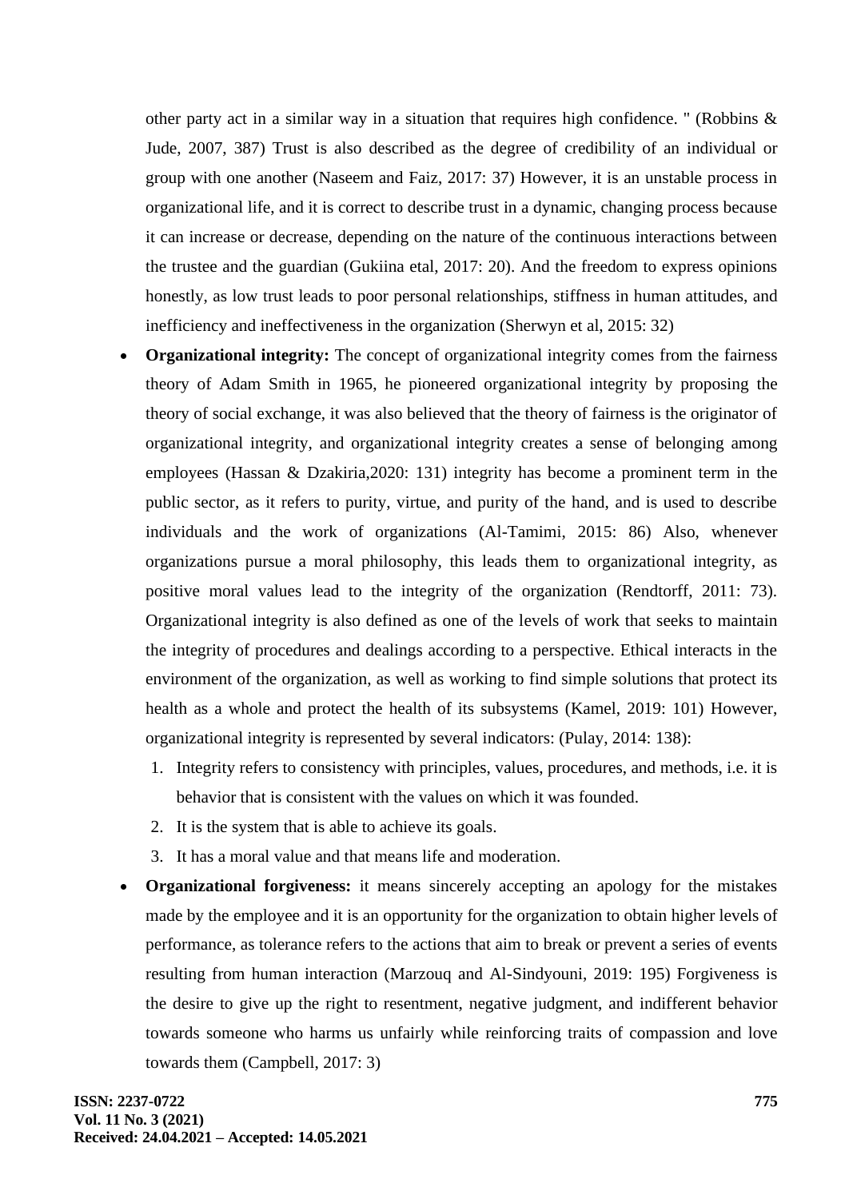other party act in a similar way in a situation that requires high confidence. " (Robbins & Jude, 2007, 387) Trust is also described as the degree of credibility of an individual or group with one another (Naseem and Faiz, 2017: 37) However, it is an unstable process in organizational life, and it is correct to describe trust in a dynamic, changing process because it can increase or decrease, depending on the nature of the continuous interactions between the trustee and the guardian (Gukiina etal, 2017: 20). And the freedom to express opinions honestly, as low trust leads to poor personal relationships, stiffness in human attitudes, and inefficiency and ineffectiveness in the organization (Sherwyn et al, 2015: 32)

- **Organizational integrity:** The concept of organizational integrity comes from the fairness theory of Adam Smith in 1965, he pioneered organizational integrity by proposing the theory of social exchange, it was also believed that the theory of fairness is the originator of organizational integrity, and organizational integrity creates a sense of belonging among employees (Hassan & Dzakiria,2020: 131) integrity has become a prominent term in the public sector, as it refers to purity, virtue, and purity of the hand, and is used to describe individuals and the work of organizations (Al-Tamimi, 2015: 86) Also, whenever organizations pursue a moral philosophy, this leads them to organizational integrity, as positive moral values lead to the integrity of the organization (Rendtorff, 2011: 73). Organizational integrity is also defined as one of the levels of work that seeks to maintain the integrity of procedures and dealings according to a perspective. Ethical interacts in the environment of the organization, as well as working to find simple solutions that protect its health as a whole and protect the health of its subsystems (Kamel, 2019: 101) However, organizational integrity is represented by several indicators: (Pulay, 2014: 138):
  1. Integrity refers to consistency with principles, values, procedures, and methods, i.e. it is behavior that is consistent with the values on which it was founded.
  2. It is the system that is able to achieve its goals.
  3. It has a moral value and that means life and moderation.
- **Organizational forgiveness:** it means sincerely accepting an apology for the mistakes made by the employee and it is an opportunity for the organization to obtain higher levels of performance, as tolerance refers to the actions that aim to break or prevent a series of events resulting from human interaction (Marzouq and Al-Sindyouni, 2019: 195) Forgiveness is the desire to give up the right to resentment, negative judgment, and indifferent behavior towards someone who harms us unfairly while reinforcing traits of compassion and love towards them (Campbell, 2017: 3)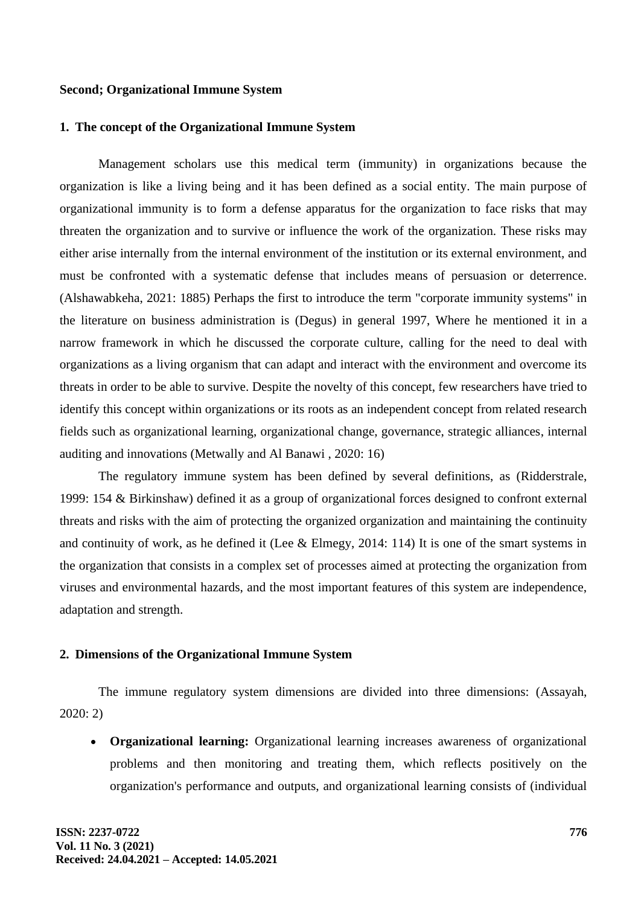**Second; Organizational Immune System**

**1. The concept of the Organizational Immune System**

Management scholars use this medical term (immunity) in organizations because the organization is like a living being and it has been defined as a social entity. The main purpose of organizational immunity is to form a defense apparatus for the organization to face risks that may threaten the organization and to survive or influence the work of the organization. These risks may either arise internally from the internal environment of the institution or its external environment, and must be confronted with a systematic defense that includes means of persuasion or deterrence. (Alshawabkeha, 2021: 1885) Perhaps the first to introduce the term "corporate immunity systems" in the literature on business administration is (Degus) in general 1997, Where he mentioned it in a narrow framework in which he discussed the corporate culture, calling for the need to deal with organizations as a living organism that can adapt and interact with the environment and overcome its threats in order to be able to survive. Despite the novelty of this concept, few researchers have tried to identify this concept within organizations or its roots as an independent concept from related research fields such as organizational learning, organizational change, governance, strategic alliances, internal auditing and innovations (Metwally and Al Banawi , 2020: 16)

The regulatory immune system has been defined by several definitions, as (Ridderstrale, 1999: 154 & Birkinshaw) defined it as a group of organizational forces designed to confront external threats and risks with the aim of protecting the organized organization and maintaining the continuity and continuity of work, as he defined it (Lee & Elmegy, 2014: 114) It is one of the smart systems in the organization that consists in a complex set of processes aimed at protecting the organization from viruses and environmental hazards, and the most important features of this system are independence, adaptation and strength.

**2. Dimensions of the Organizational Immune System**

The immune regulatory system dimensions are divided into three dimensions: (Assayah, 2020: 2)

- **Organizational learning:** Organizational learning increases awareness of organizational problems and then monitoring and treating them, which reflects positively on the organization's performance and outputs, and organizational learning consists of (individual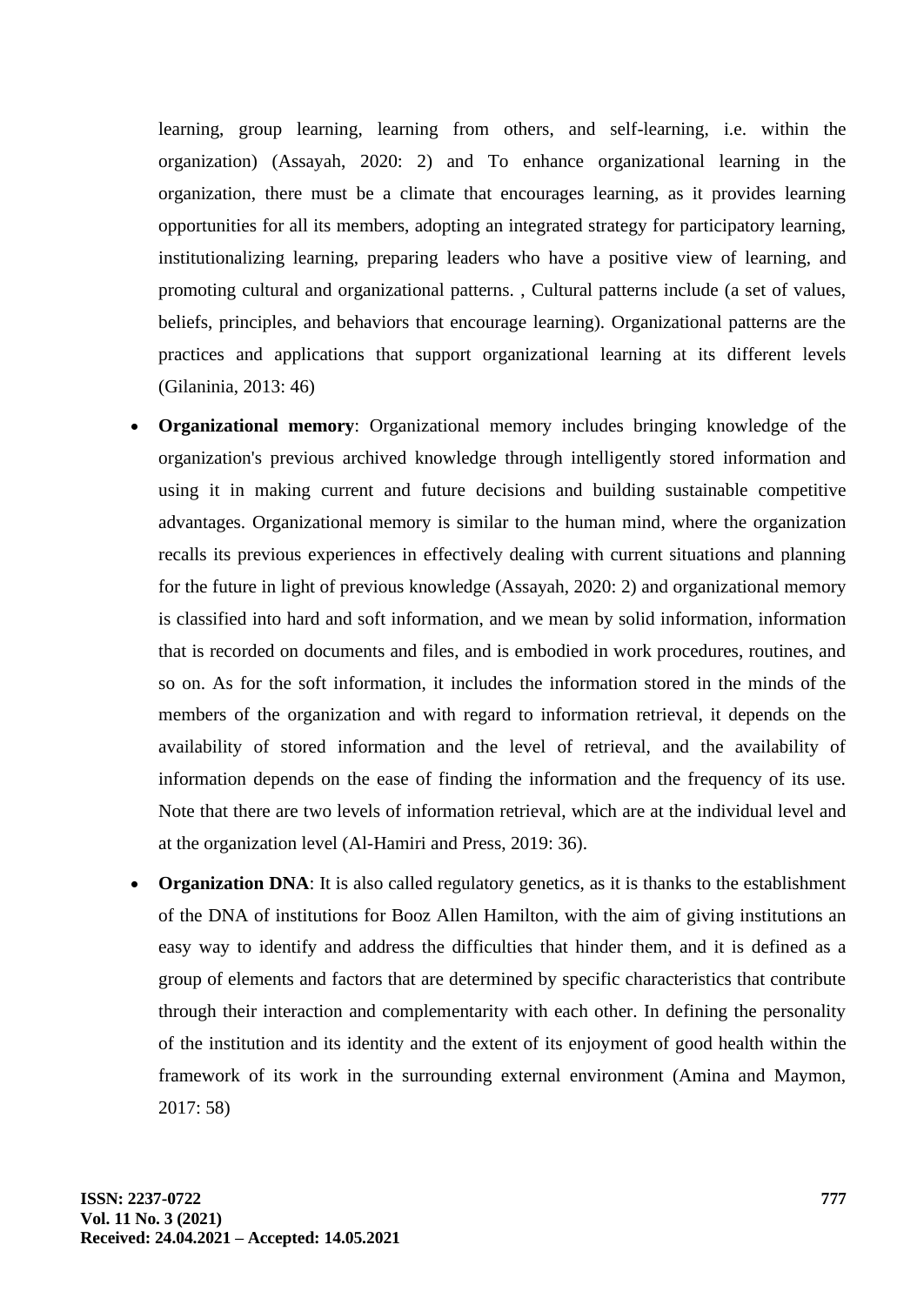learning, group learning, learning from others, and self-learning, i.e. within the organization) (Assayah, 2020: 2) and To enhance organizational learning in the organization, there must be a climate that encourages learning, as it provides learning opportunities for all its members, adopting an integrated strategy for participatory learning, institutionalizing learning, preparing leaders who have a positive view of learning, and promoting cultural and organizational patterns. , Cultural patterns include (a set of values, beliefs, principles, and behaviors that encourage learning). Organizational patterns are the practices and applications that support organizational learning at its different levels (Gilaninia, 2013: 46)

- **Organizational memory**: Organizational memory includes bringing knowledge of the organization's previous archived knowledge through intelligently stored information and using it in making current and future decisions and building sustainable competitive advantages. Organizational memory is similar to the human mind, where the organization recalls its previous experiences in effectively dealing with current situations and planning for the future in light of previous knowledge (Assayah, 2020: 2) and organizational memory is classified into hard and soft information, and we mean by solid information, information that is recorded on documents and files, and is embodied in work procedures, routines, and so on. As for the soft information, it includes the information stored in the minds of the members of the organization and with regard to information retrieval, it depends on the availability of stored information and the level of retrieval, and the availability of information depends on the ease of finding the information and the frequency of its use. Note that there are two levels of information retrieval, which are at the individual level and at the organization level (Al-Hamiri and Press, 2019: 36).
- **Organization DNA**: It is also called regulatory genetics, as it is thanks to the establishment of the DNA of institutions for Booz Allen Hamilton, with the aim of giving institutions an easy way to identify and address the difficulties that hinder them, and it is defined as a group of elements and factors that are determined by specific characteristics that contribute through their interaction and complementarity with each other. In defining the personality of the institution and its identity and the extent of its enjoyment of good health within the framework of its work in the surrounding external environment (Amina and Maymon, 2017: 58)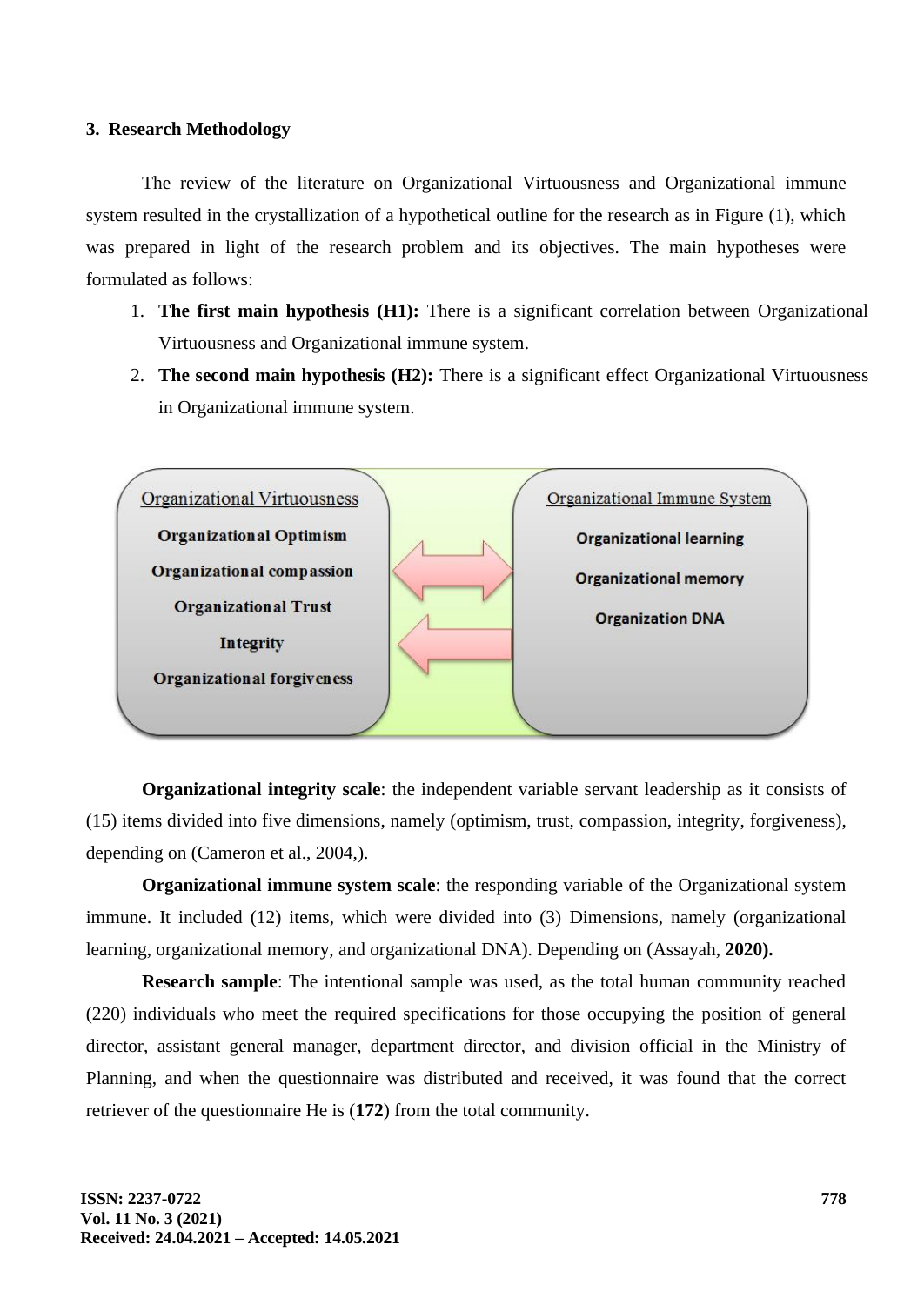## 3. Research Methodology

The review of the literature on Organizational Virtuousness and Organizational immune system resulted in the crystallization of a hypothetical outline for the research as in Figure (1), which was prepared in light of the research problem and its objectives. The main hypotheses were formulated as follows:

1. **The first main hypothesis (H1):** There is a significant correlation between Organizational Virtuousness and Organizational immune system.
2. **The second main hypothesis (H2):** There is a significant effect Organizational Virtuousness in Organizational immune system.

Organizational Virtuousness

- **Organizational Optimism**
- **Organizational compassion**
- **Organizational Trust**
- **Integrity**
- **Organizational forgiveness**

Organizational Immune System

- **Organizational learning**
- **Organizational memory**
- **Organization DNA**

**Organizational integrity scale**: the independent variable servant leadership as it consists of (15) items divided into five dimensions, namely (optimism, trust, compassion, integrity, forgiveness), depending on (Cameron et al., 2004,).

**Organizational immune system scale**: the responding variable of the Organizational system immune. It included (12) items, which were divided into (3) Dimensions, namely (organizational learning, organizational memory, and organizational DNA). Depending on (Assayah, **2020).**

**Research sample**: The intentional sample was used, as the total human community reached (220) individuals who meet the required specifications for those occupying the position of general director, assistant general manager, department director, and division official in the Ministry of Planning, and when the questionnaire was distributed and received, it was found that the correct retriever of the questionnaire He is (**172**) from the total community.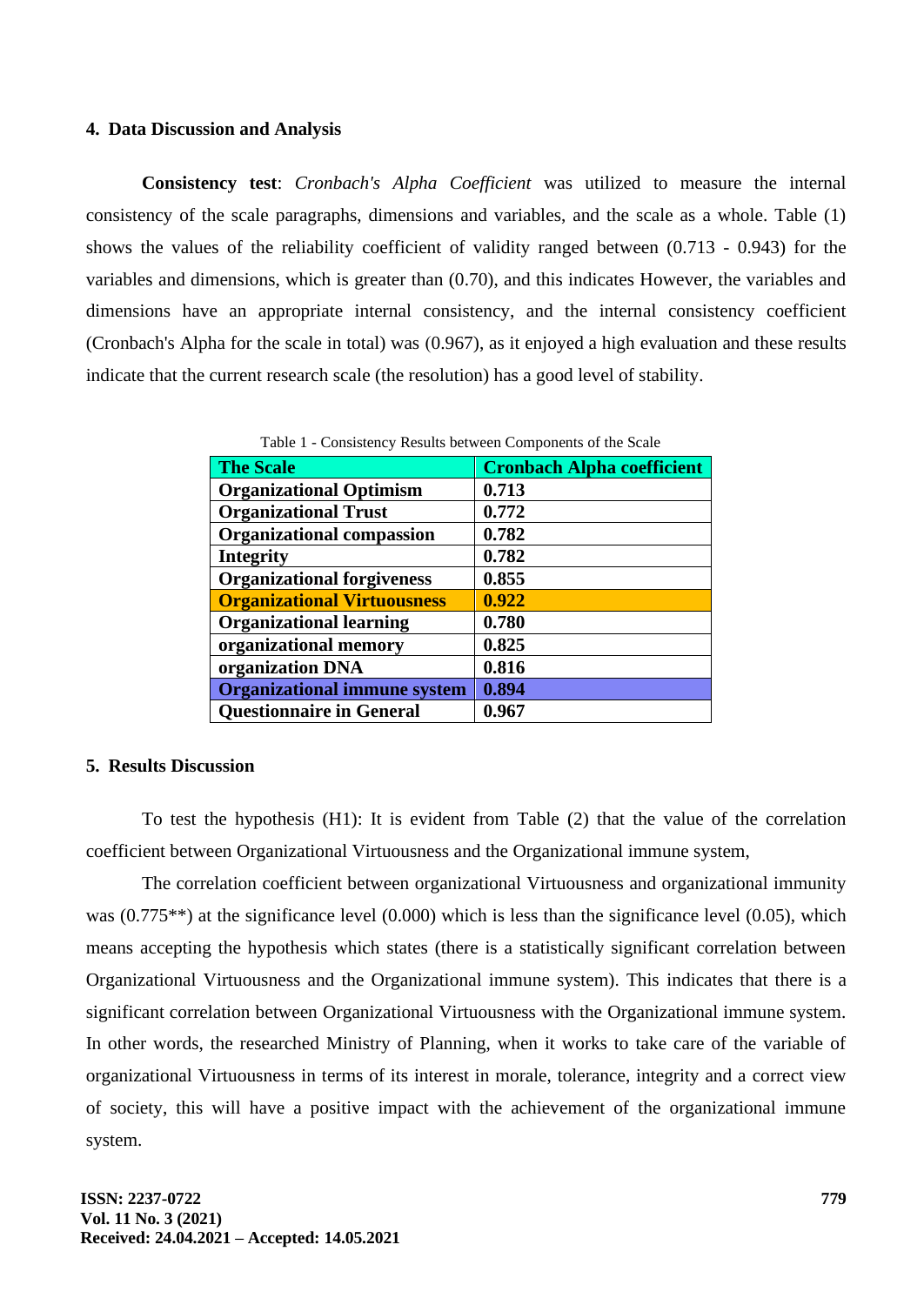## 4. Data Discussion and Analysis

**Consistency test**: *Cronbach's Alpha Coefficient* was utilized to measure the internal consistency of the scale paragraphs, dimensions and variables, and the scale as a whole. Table (1) shows the values of the reliability coefficient of validity ranged between (0.713 - 0.943) for the variables and dimensions, which is greater than (0.70), and this indicates However, the variables and dimensions have an appropriate internal consistency, and the internal consistency coefficient (Cronbach's Alpha for the scale in total) was (0.967), as it enjoyed a high evaluation and these results indicate that the current research scale (the resolution) has a good level of stability.

Table 1 - Consistency Results between Components of the Scale

| The Scale | Cronbach Alpha coefficient |
|---|---|
| Organizational Optimism | 0.713 |
| Organizational Trust | 0.772 |
| Organizational compassion | 0.782 |
| Integrity | 0.782 |
| Organizational forgiveness | 0.855 |
| Organizational Virtuousness | 0.922 |
| Organizational learning | 0.780 |
| organizational memory | 0.825 |
| organization DNA | 0.816 |
| Organizational immune system | 0.894 |
| Questionnaire in General | 0.967 |

## 5. Results Discussion

To test the hypothesis (H1): It is evident from Table (2) that the value of the correlation coefficient between Organizational Virtuousness and the Organizational immune system,

The correlation coefficient between organizational Virtuousness and organizational immunity was (0.775**) at the significance level (0.000) which is less than the significance level (0.05), which means accepting the hypothesis which states (there is a statistically significant correlation between Organizational Virtuousness and the Organizational immune system). This indicates that there is a significant correlation between Organizational Virtuousness with the Organizational immune system. In other words, the researched Ministry of Planning, when it works to take care of the variable of organizational Virtuousness in terms of its interest in morale, tolerance, integrity and a correct view of society, this will have a positive impact with the achievement of the organizational immune system.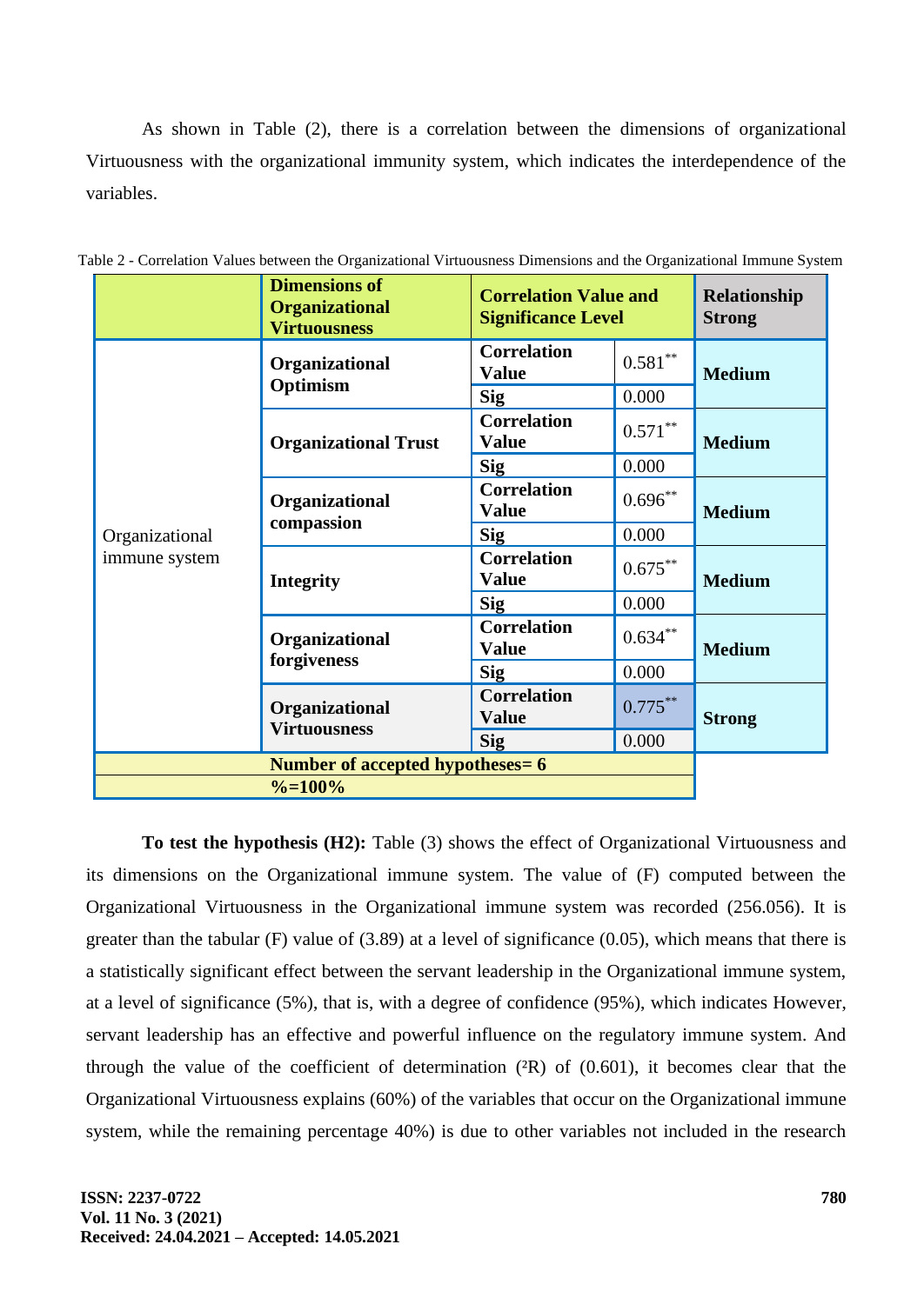As shown in Table (2), there is a correlation between the dimensions of organizational Virtuousness with the organizational immunity system, which indicates the interdependence of the variables.

Table 2 - Correlation Values between the Organizational Virtuousness Dimensions and the Organizational Immune System

| | Dimensions of Organizational Virtuousness | Correlation Value and Significance Level | | Relationship Strong |
|---|---|---|---|---|
| Organizational immune system | Organizational Optimism | Correlation Value | 0.581** | Medium |
| | | Sig | 0.000 | |
| | Organizational Trust | Correlation Value | 0.571** | Medium |
| | | Sig | 0.000 | |
| | Organizational compassion | Correlation Value | 0.696** | Medium |
| | | Sig | 0.000 | |
| | Integrity | Correlation Value | 0.675** | Medium |
| | | Sig | 0.000 | |
| | Organizational forgiveness | Correlation Value | 0.634** | Medium |
| | | Sig | 0.000 | |
| | Organizational Virtuousness | Correlation Value | 0.775** | Strong |
| | | Sig | 0.000 | |
| Number of accepted hypotheses= 6 | | | | |
| %=100% | | | | |

**To test the hypothesis (H2):** Table (3) shows the effect of Organizational Virtuousness and its dimensions on the Organizational immune system. The value of (F) computed between the Organizational Virtuousness in the Organizational immune system was recorded (256.056). It is greater than the tabular (F) value of (3.89) at a level of significance (0.05), which means that there is a statistically significant effect between the servant leadership in the Organizational immune system, at a level of significance (5%), that is, with a degree of confidence (95%), which indicates However, servant leadership has an effective and powerful influence on the regulatory immune system. And through the value of the coefficient of determination ($^2$R) of (0.601), it becomes clear that the Organizational Virtuousness explains (60%) of the variables that occur on the Organizational immune system, while the remaining percentage 40%) is due to other variables not included in the research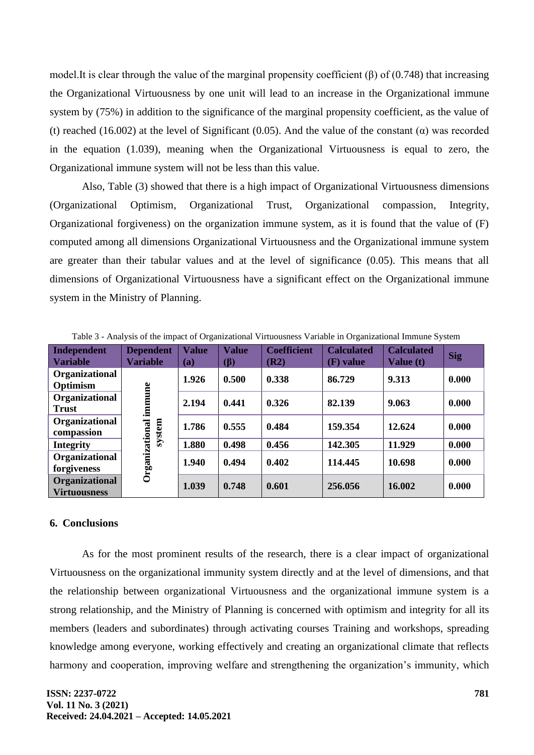model.It is clear through the value of the marginal propensity coefficient (β) of (0.748) that increasing the Organizational Virtuousness by one unit will lead to an increase in the Organizational immune system by (75%) in addition to the significance of the marginal propensity coefficient, as the value of (t) reached (16.002) at the level of Significant (0.05). And the value of the constant (α) was recorded in the equation (1.039), meaning when the Organizational Virtuousness is equal to zero, the Organizational immune system will not be less than this value.

Also, Table (3) showed that there is a high impact of Organizational Virtuousness dimensions (Organizational Optimism, Organizational Trust, Organizational compassion, Integrity, Organizational forgiveness) on the organization immune system, as it is found that the value of (F) computed among all dimensions Organizational Virtuousness and the Organizational immune system are greater than their tabular values and at the level of significance (0.05). This means that all dimensions of Organizational Virtuousness have a significant effect on the Organizational immune system in the Ministry of Planning.

Table 3 - Analysis of the impact of Organizational Virtuousness Variable in Organizational Immune System

| Independent Variable | Dependent Variable | Value (a) | Value (β) | Coefficient (R2) | Calculated (F) value | Calculated Value (t) | Sig |
|---|---|---|---|---|---|---|---|
| Organizational Optimism | Organizational immune system | 1.926 | 0.500 | 0.338 | 86.729 | 9.313 | 0.000 |
| Organizational Trust | | 2.194 | 0.441 | 0.326 | 82.139 | 9.063 | 0.000 |
| Organizational compassion | | 1.786 | 0.555 | 0.484 | 159.354 | 12.624 | 0.000 |
| Integrity | | 1.880 | 0.498 | 0.456 | 142.305 | 11.929 | 0.000 |
| Organizational forgiveness | | 1.940 | 0.494 | 0.402 | 114.445 | 10.698 | 0.000 |
| Organizational Virtuousness | | 1.039 | 0.748 | 0.601 | 256.056 | 16.002 | 0.000 |

## 6. Conclusions

As for the most prominent results of the research, there is a clear impact of organizational Virtuousness on the organizational immunity system directly and at the level of dimensions, and that the relationship between organizational Virtuousness and the organizational immune system is a strong relationship, and the Ministry of Planning is concerned with optimism and integrity for all its members (leaders and subordinates) through activating courses Training and workshops, spreading knowledge among everyone, working effectively and creating an organizational climate that reflects harmony and cooperation, improving welfare and strengthening the organization's immunity, which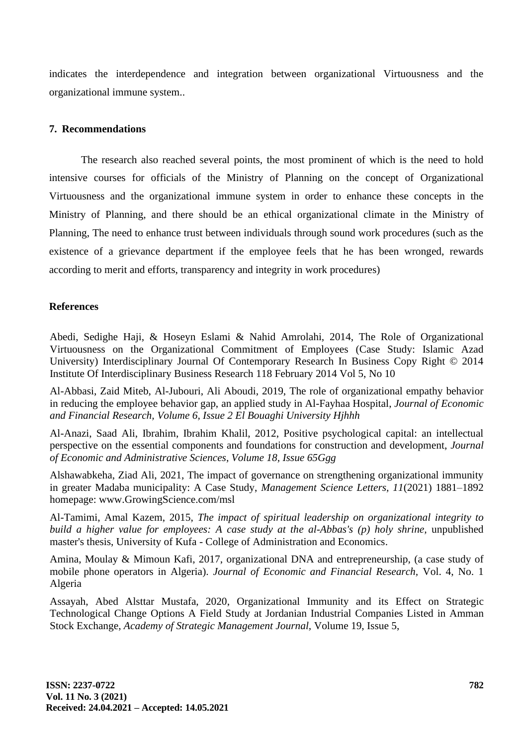indicates the interdependence and integration between organizational Virtuousness and the organizational immune system..

## 7. Recommendations

The research also reached several points, the most prominent of which is the need to hold intensive courses for officials of the Ministry of Planning on the concept of Organizational Virtuousness and the organizational immune system in order to enhance these concepts in the Ministry of Planning, and there should be an ethical organizational climate in the Ministry of Planning, The need to enhance trust between individuals through sound work procedures (such as the existence of a grievance department if the employee feels that he has been wronged, rewards according to merit and efforts, transparency and integrity in work procedures)

## References

Abedi, Sedighe Haji, & Hoseyn Eslami & Nahid Amrolahi, 2014, The Role of Organizational Virtuousness on the Organizational Commitment of Employees (Case Study: Islamic Azad University) Interdisciplinary Journal Of Contemporary Research In Business Copy Right © 2014 Institute Of Interdisciplinary Business Research 118 February 2014 Vol 5, No 10

Al-Abbasi, Zaid Miteb, Al-Jubouri, Ali Aboudi, 2019, The role of organizational empathy behavior in reducing the employee behavior gap, an applied study in Al-Fayhaa Hospital, *Journal of Economic and Financial Research, Volume 6, Issue 2 El Bouaghi University Hjhhh*

Al-Anazi, Saad Ali, Ibrahim, Ibrahim Khalil, 2012, Positive psychological capital: an intellectual perspective on the essential components and foundations for construction and development, *Journal of Economic and Administrative Sciences, Volume 18, Issue 65Ggg*

Alshawabkeha, Ziad Ali, 2021, The impact of governance on strengthening organizational immunity in greater Madaba municipality: A Case Study, *Management Science Letters*, *11*(2021) 1881–1892 homepage: www.GrowingScience.com/msl

Al-Tamimi, Amal Kazem, 2015, *The impact of spiritual leadership on organizational integrity to build a higher value for employees: A case study at the al-Abbas's (p) holy shrine,* unpublished master's thesis, University of Kufa - College of Administration and Economics.

Amina, Moulay & Mimoun Kafi, 2017, organizational DNA and entrepreneurship, (a case study of mobile phone operators in Algeria). *Journal of Economic and Financial Research*, Vol. 4, No. 1 Algeria

Assayah, Abed Alsttar Mustafa, 2020, Organizational Immunity and its Effect on Strategic Technological Change Options A Field Study at Jordanian Industrial Companies Listed in Amman Stock Exchange, *Academy of Strategic Management Journal*, Volume 19, Issue 5,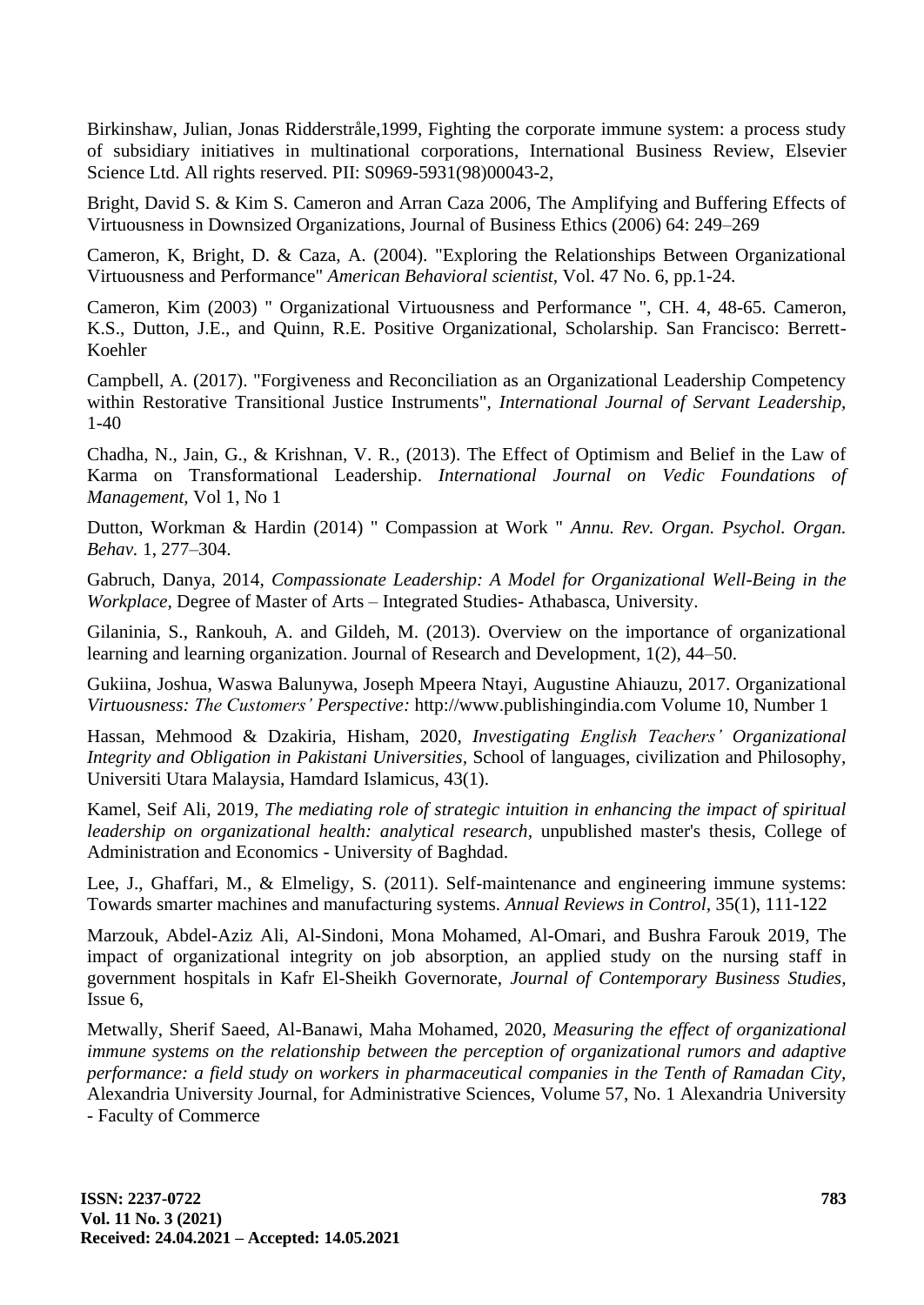Birkinshaw, Julian, Jonas Ridderstråle,1999, Fighting the corporate immune system: a process study of subsidiary initiatives in multinational corporations, International Business Review, Elsevier Science Ltd. All rights reserved. PII: S0969-5931(98)00043-2,

Bright, David S. & Kim S. Cameron and Arran Caza 2006, The Amplifying and Buffering Effects of Virtuousness in Downsized Organizations, Journal of Business Ethics (2006) 64: 249–269

Cameron, K, Bright, D. & Caza, A. (2004). "Exploring the Relationships Between Organizational Virtuousness and Performance" *American Behavioral scientist,* Vol. 47 No. 6, pp.1-24.

Cameron, Kim (2003) " Organizational Virtuousness and Performance ", CH. 4, 48-65. Cameron, K.S., Dutton, J.E., and Quinn, R.E. Positive Organizational, Scholarship. San Francisco: Berrett-Koehler

Campbell, A. (2017). "Forgiveness and Reconciliation as an Organizational Leadership Competency within Restorative Transitional Justice Instruments", *International Journal of Servant Leadership,* 1-40

Chadha, N., Jain, G., & Krishnan, V. R., (2013). The Effect of Optimism and Belief in the Law of Karma on Transformational Leadership. *International Journal on Vedic Foundations of Management,* Vol 1, No 1

Dutton, Workman & Hardin (2014) " Compassion at Work " *Annu. Rev. Organ. Psychol. Organ. Behav.* 1, 277–304.

Gabruch, Danya, 2014, *Compassionate Leadership: A Model for Organizational Well-Being in the Workplace,* Degree of Master of Arts – Integrated Studies- Athabasca, University.

Gilaninia, S., Rankouh, A. and Gildeh, M. (2013). Overview on the importance of organizational learning and learning organization. Journal of Research and Development, 1(2), 44–50.

Gukiina, Joshua, Waswa Balunywa, Joseph Mpeera Ntayi, Augustine Ahiauzu, 2017. Organizational *Virtuousness: The Customers' Perspective:* http://www.publishingindia.com Volume 10, Number 1

Hassan, Mehmood & Dzakiria, Hisham, 2020, *Investigating English Teachers' Organizational Integrity and Obligation in Pakistani Universities*, School of languages, civilization and Philosophy, Universiti Utara Malaysia, Hamdard Islamicus, 43(1).

Kamel, Seif Ali, 2019, *The mediating role of strategic intuition in enhancing the impact of spiritual leadership on organizational health: analytical research,* unpublished master's thesis, College of Administration and Economics - University of Baghdad.

Lee, J., Ghaffari, M., & Elmeligy, S. (2011). Self-maintenance and engineering immune systems: Towards smarter machines and manufacturing systems. *Annual Reviews in Control*, 35(1), 111-122

Marzouk, Abdel-Aziz Ali, Al-Sindoni, Mona Mohamed, Al-Omari, and Bushra Farouk 2019, The impact of organizational integrity on job absorption, an applied study on the nursing staff in government hospitals in Kafr El-Sheikh Governorate, *Journal of Contemporary Business Studies*, Issue 6,

Metwally, Sherif Saeed, Al-Banawi, Maha Mohamed, 2020, *Measuring the effect of organizational immune systems on the relationship between the perception of organizational rumors and adaptive performance: a field study on workers in pharmaceutical companies in the Tenth of Ramadan City,* Alexandria University Journal, for Administrative Sciences, Volume 57, No. 1 Alexandria University - Faculty of Commerce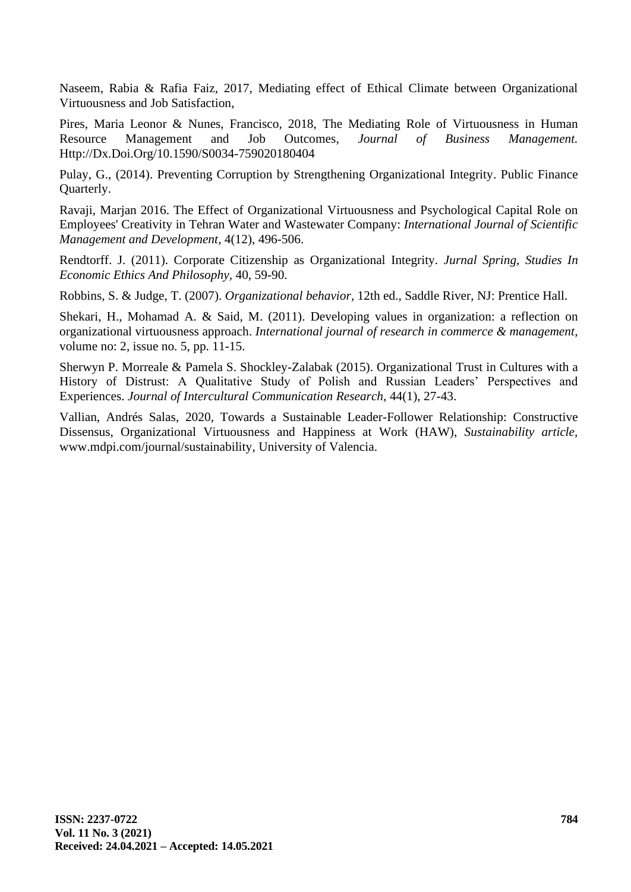Naseem, Rabia & Rafia Faiz, 2017, Mediating effect of Ethical Climate between Organizational Virtuousness and Job Satisfaction,

Pires, Maria Leonor & Nunes, Francisco, 2018, The Mediating Role of Virtuousness in Human Resource Management and Job Outcomes, *Journal of Business Management.* Http://Dx.Doi.Org/10.1590/S0034-759020180404

Pulay, G., (2014). Preventing Corruption by Strengthening Organizational Integrity. Public Finance Quarterly.

Ravaji, Marjan 2016. The Effect of Organizational Virtuousness and Psychological Capital Role on Employees' Creativity in Tehran Water and Wastewater Company: *International Journal of Scientific Management and Development*, 4(12), 496-506.

Rendtorff. J. (2011). Corporate Citizenship as Organizational Integrity. *Jurnal Spring, Studies In Economic Ethics And Philosophy*, 40, 59-90.

Robbins, S. & Judge, T. (2007). *Organizational behavior*, 12th ed., Saddle River, NJ: Prentice Hall.

Shekari, H., Mohamad A. & Said, M. (2011). Developing values in organization: a reflection on organizational virtuousness approach. *International journal of research in commerce & management*, volume no: 2, issue no. 5, pp. 11-15.

Sherwyn P. Morreale & Pamela S. Shockley-Zalabak (2015). Organizational Trust in Cultures with a History of Distrust: A Qualitative Study of Polish and Russian Leaders' Perspectives and Experiences. *Journal of Intercultural Communication Research,* 44(1), 27-43.

Vallian, Andrés Salas, 2020, Towards a Sustainable Leader-Follower Relationship: Constructive Dissensus, Organizational Virtuousness and Happiness at Work (HAW), *Sustainability article*, www.mdpi.com/journal/sustainability, University of Valencia.